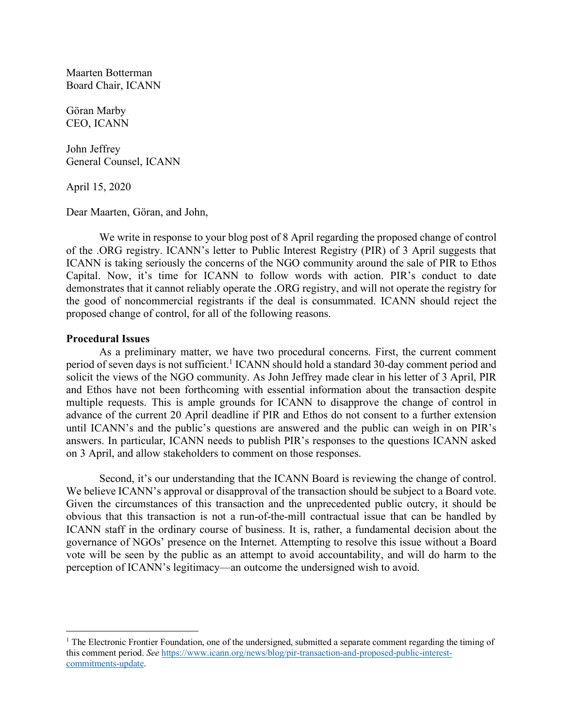Maarten Botterman
Board Chair, ICANN

Göran Marby
CEO, ICANN

John Jeffrey
General Counsel, ICANN

April 15, 2020

Dear Maarten, Göran, and John,

We write in response to your blog post of 8 April regarding the proposed change of control of the .ORG registry. ICANN's letter to Public Interest Registry (PIR) of 3 April suggests that ICANN is taking seriously the concerns of the NGO community around the sale of PIR to Ethos Capital. Now, it's time for ICANN to follow words with action. PIR's conduct to date demonstrates that it cannot reliably operate the .ORG registry, and will not operate the registry for the good of noncommercial registrants if the deal is consummated. ICANN should reject the proposed change of control, for all of the following reasons.

**Procedural Issues**

As a preliminary matter, we have two procedural concerns. First, the current comment period of seven days is not sufficient.[1] ICANN should hold a standard 30-day comment period and solicit the views of the NGO community. As John Jeffrey made clear in his letter of 3 April, PIR and Ethos have not been forthcoming with essential information about the transaction despite multiple requests. This is ample grounds for ICANN to disapprove the change of control in advance of the current 20 April deadline if PIR and Ethos do not consent to a further extension until ICANN's and the public's questions are answered and the public can weigh in on PIR's answers. In particular, ICANN needs to publish PIR's responses to the questions ICANN asked on 3 April, and allow stakeholders to comment on those responses.

Second, it's our understanding that the ICANN Board is reviewing the change of control. We believe ICANN's approval or disapproval of the transaction should be subject to a Board vote. Given the circumstances of this transaction and the unprecedented public outcry, it should be obvious that this transaction is not a run-of-the-mill contractual issue that can be handled by ICANN staff in the ordinary course of business. It is, rather, a fundamental decision about the governance of NGOs' presence on the Internet. Attempting to resolve this issue without a Board vote will be seen by the public as an attempt to avoid accountability, and will do harm to the perception of ICANN's legitimacy—an outcome the undersigned wish to avoid.

---

[1] The Electronic Frontier Foundation, one of the undersigned, submitted a separate comment regarding the timing of this comment period. *See* https://www.icann.org/news/blog/pir-transaction-and-proposed-public-interest-commitments-update.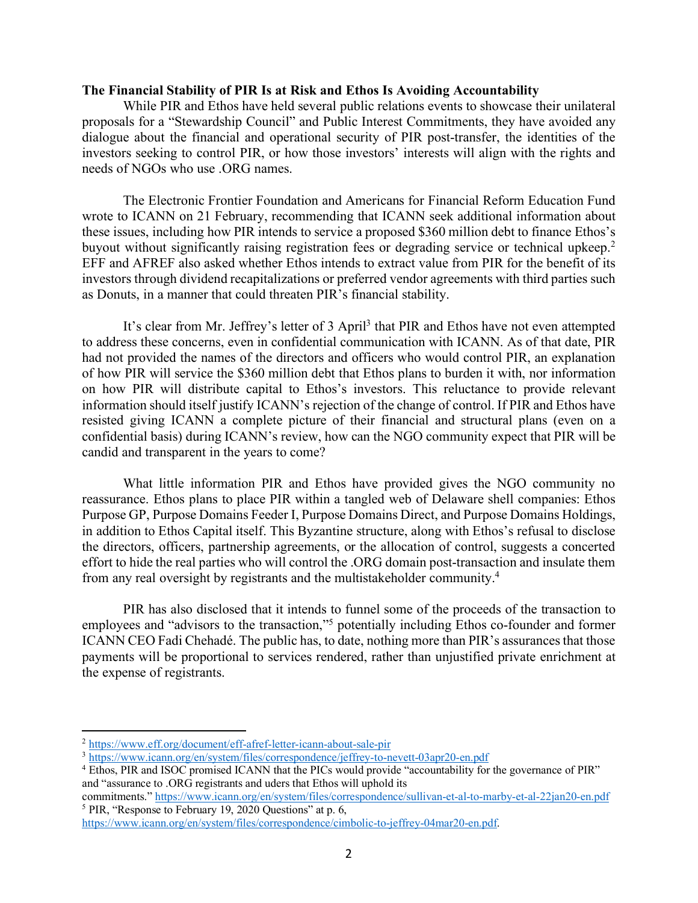**The Financial Stability of PIR Is at Risk and Ethos Is Avoiding Accountability**

While PIR and Ethos have held several public relations events to showcase their unilateral proposals for a "Stewardship Council" and Public Interest Commitments, they have avoided any dialogue about the financial and operational security of PIR post-transfer, the identities of the investors seeking to control PIR, or how those investors' interests will align with the rights and needs of NGOs who use .ORG names.

The Electronic Frontier Foundation and Americans for Financial Reform Education Fund wrote to ICANN on 21 February, recommending that ICANN seek additional information about these issues, including how PIR intends to service a proposed $360 million debt to finance Ethos's buyout without significantly raising registration fees or degrading service or technical upkeep.[2] EFF and AFREF also asked whether Ethos intends to extract value from PIR for the benefit of its investors through dividend recapitalizations or preferred vendor agreements with third parties such as Donuts, in a manner that could threaten PIR's financial stability.

It's clear from Mr. Jeffrey's letter of 3 April[3] that PIR and Ethos have not even attempted to address these concerns, even in confidential communication with ICANN. As of that date, PIR had not provided the names of the directors and officers who would control PIR, an explanation of how PIR will service the $360 million debt that Ethos plans to burden it with, nor information on how PIR will distribute capital to Ethos's investors. This reluctance to provide relevant information should itself justify ICANN's rejection of the change of control. If PIR and Ethos have resisted giving ICANN a complete picture of their financial and structural plans (even on a confidential basis) during ICANN's review, how can the NGO community expect that PIR will be candid and transparent in the years to come?

What little information PIR and Ethos have provided gives the NGO community no reassurance. Ethos plans to place PIR within a tangled web of Delaware shell companies: Ethos Purpose GP, Purpose Domains Feeder I, Purpose Domains Direct, and Purpose Domains Holdings, in addition to Ethos Capital itself. This Byzantine structure, along with Ethos's refusal to disclose the directors, officers, partnership agreements, or the allocation of control, suggests a concerted effort to hide the real parties who will control the .ORG domain post-transaction and insulate them from any real oversight by registrants and the multistakeholder community.[4]

PIR has also disclosed that it intends to funnel some of the proceeds of the transaction to employees and "advisors to the transaction,"[5] potentially including Ethos co-founder and former ICANN CEO Fadi Chehadé. The public has, to date, nothing more than PIR's assurances that those payments will be proportional to services rendered, rather than unjustified private enrichment at the expense of registrants.

---

[2] https://www.eff.org/document/eff-afref-letter-icann-about-sale-pir

[3] https://www.icann.org/en/system/files/correspondence/jeffrey-to-nevett-03apr20-en.pdf

[4] Ethos, PIR and ISOC promised ICANN that the PICs would provide "accountability for the governance of PIR" and "assurance to .ORG registrants and uders that Ethos will uphold its commitments." https://www.icann.org/en/system/files/correspondence/sullivan-et-al-to-marby-et-al-22jan20-en.pdf

[5] PIR, "Response to February 19, 2020 Questions" at p. 6, https://www.icann.org/en/system/files/correspondence/cimbolic-to-jeffrey-04mar20-en.pdf.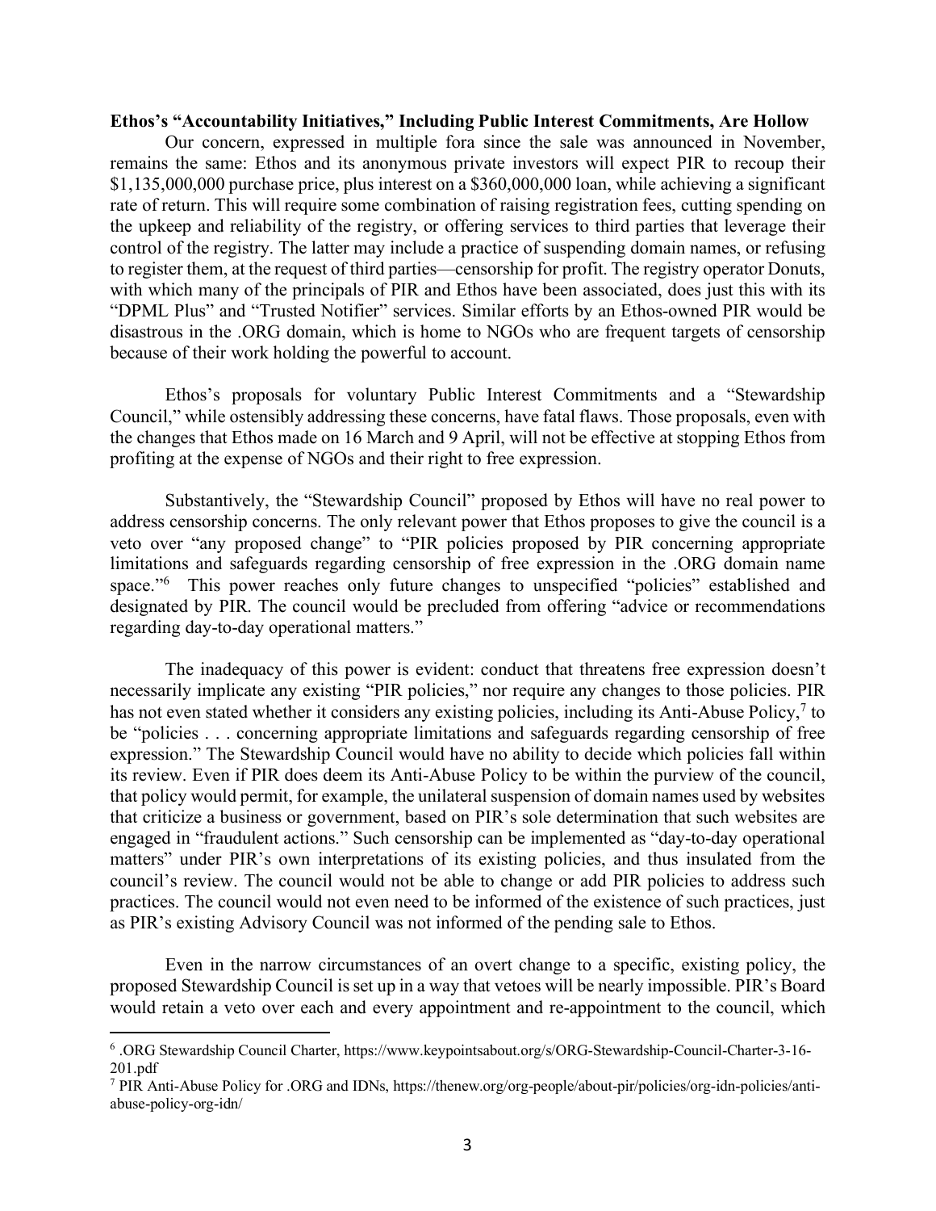**Ethos's "Accountability Initiatives," Including Public Interest Commitments, Are Hollow**

Our concern, expressed in multiple fora since the sale was announced in November, remains the same: Ethos and its anonymous private investors will expect PIR to recoup their $1,135,000,000 purchase price, plus interest on a $360,000,000 loan, while achieving a significant rate of return. This will require some combination of raising registration fees, cutting spending on the upkeep and reliability of the registry, or offering services to third parties that leverage their control of the registry. The latter may include a practice of suspending domain names, or refusing to register them, at the request of third parties—censorship for profit. The registry operator Donuts, with which many of the principals of PIR and Ethos have been associated, does just this with its "DPML Plus" and "Trusted Notifier" services. Similar efforts by an Ethos-owned PIR would be disastrous in the .ORG domain, which is home to NGOs who are frequent targets of censorship because of their work holding the powerful to account.

Ethos's proposals for voluntary Public Interest Commitments and a "Stewardship Council," while ostensibly addressing these concerns, have fatal flaws. Those proposals, even with the changes that Ethos made on 16 March and 9 April, will not be effective at stopping Ethos from profiting at the expense of NGOs and their right to free expression.

Substantively, the "Stewardship Council" proposed by Ethos will have no real power to address censorship concerns. The only relevant power that Ethos proposes to give the council is a veto over "any proposed change" to "PIR policies proposed by PIR concerning appropriate limitations and safeguards regarding censorship of free expression in the .ORG domain name space."[6] This power reaches only future changes to unspecified "policies" established and designated by PIR. The council would be precluded from offering "advice or recommendations regarding day-to-day operational matters."

The inadequacy of this power is evident: conduct that threatens free expression doesn't necessarily implicate any existing "PIR policies," nor require any changes to those policies. PIR has not even stated whether it considers any existing policies, including its Anti-Abuse Policy,[7] to be "policies . . . concerning appropriate limitations and safeguards regarding censorship of free expression." The Stewardship Council would have no ability to decide which policies fall within its review. Even if PIR does deem its Anti-Abuse Policy to be within the purview of the council, that policy would permit, for example, the unilateral suspension of domain names used by websites that criticize a business or government, based on PIR's sole determination that such websites are engaged in "fraudulent actions." Such censorship can be implemented as "day-to-day operational matters" under PIR's own interpretations of its existing policies, and thus insulated from the council's review. The council would not be able to change or add PIR policies to address such practices. The council would not even need to be informed of the existence of such practices, just as PIR's existing Advisory Council was not informed of the pending sale to Ethos.

Even in the narrow circumstances of an overt change to a specific, existing policy, the proposed Stewardship Council is set up in a way that vetoes will be nearly impossible. PIR's Board would retain a veto over each and every appointment and re-appointment to the council, which

---

[6] .ORG Stewardship Council Charter, https://www.keypointsabout.org/s/ORG-Stewardship-Council-Charter-3-16-201.pdf

[7] PIR Anti-Abuse Policy for .ORG and IDNs, https://thenew.org/org-people/about-pir/policies/org-idn-policies/anti-abuse-policy-org-idn/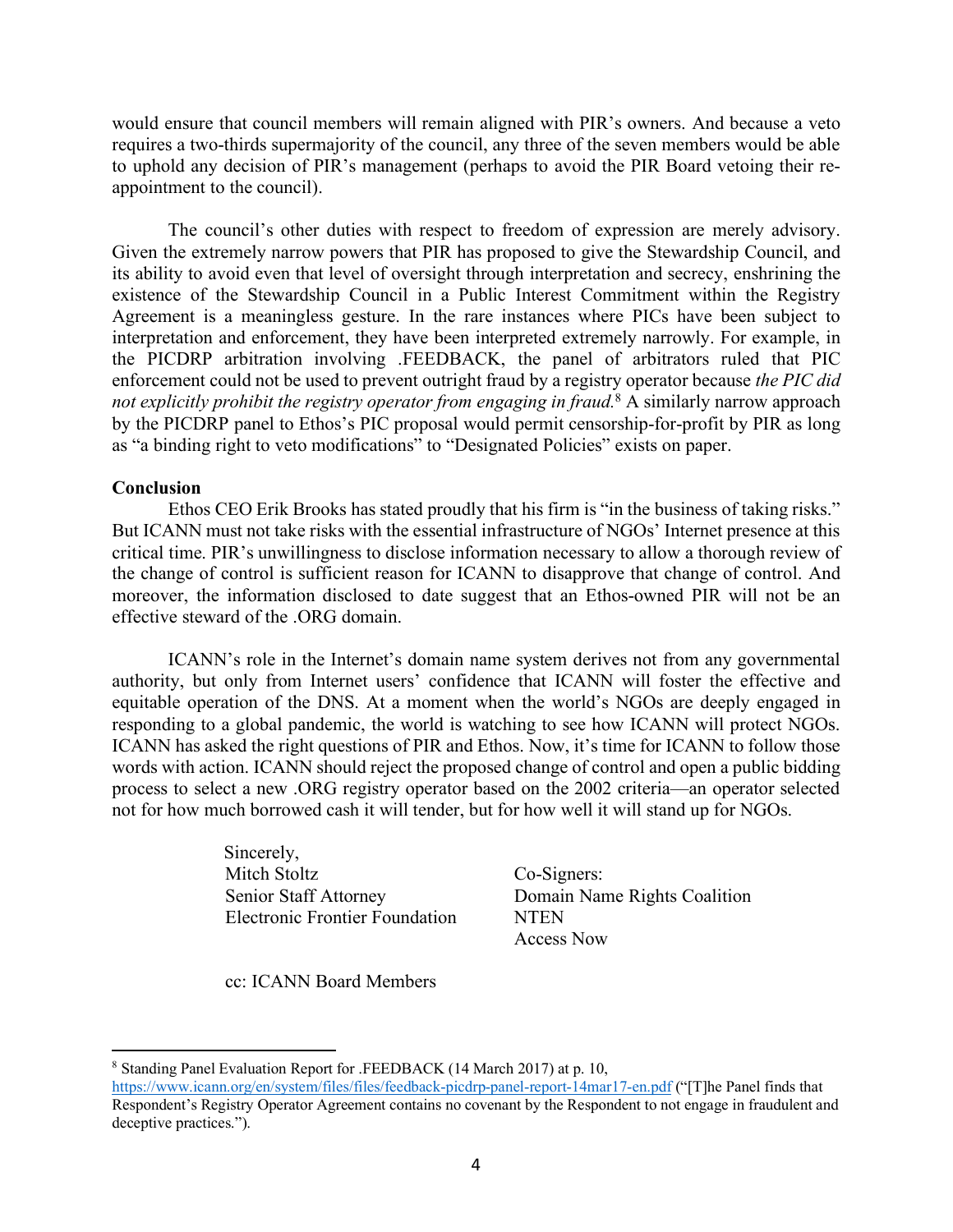would ensure that council members will remain aligned with PIR's owners. And because a veto requires a two-thirds supermajority of the council, any three of the seven members would be able to uphold any decision of PIR's management (perhaps to avoid the PIR Board vetoing their re-appointment to the council).

The council's other duties with respect to freedom of expression are merely advisory. Given the extremely narrow powers that PIR has proposed to give the Stewardship Council, and its ability to avoid even that level of oversight through interpretation and secrecy, enshrining the existence of the Stewardship Council in a Public Interest Commitment within the Registry Agreement is a meaningless gesture. In the rare instances where PICs have been subject to interpretation and enforcement, they have been interpreted extremely narrowly. For example, in the PICDRP arbitration involving .FEEDBACK, the panel of arbitrators ruled that PIC enforcement could not be used to prevent outright fraud by a registry operator because *the PIC did not explicitly prohibit the registry operator from engaging in fraud.*[8] A similarly narrow approach by the PICDRP panel to Ethos's PIC proposal would permit censorship-for-profit by PIR as long as "a binding right to veto modifications" to "Designated Policies" exists on paper.

**Conclusion**

Ethos CEO Erik Brooks has stated proudly that his firm is "in the business of taking risks." But ICANN must not take risks with the essential infrastructure of NGOs' Internet presence at this critical time. PIR's unwillingness to disclose information necessary to allow a thorough review of the change of control is sufficient reason for ICANN to disapprove that change of control. And moreover, the information disclosed to date suggest that an Ethos-owned PIR will not be an effective steward of the .ORG domain.

ICANN's role in the Internet's domain name system derives not from any governmental authority, but only from Internet users' confidence that ICANN will foster the effective and equitable operation of the DNS. At a moment when the world's NGOs are deeply engaged in responding to a global pandemic, the world is watching to see how ICANN will protect NGOs. ICANN has asked the right questions of PIR and Ethos. Now, it's time for ICANN to follow those words with action. ICANN should reject the proposed change of control and open a public bidding process to select a new .ORG registry operator based on the 2002 criteria—an operator selected not for how much borrowed cash it will tender, but for how well it will stand up for NGOs.

Sincerely,
Mitch Stoltz
Senior Staff Attorney
Electronic Frontier Foundation

Co-Signers:
Domain Name Rights Coalition
NTEN
Access Now

cc: ICANN Board Members

---

[8] Standing Panel Evaluation Report for .FEEDBACK (14 March 2017) at p. 10, https://www.icann.org/en/system/files/files/feedback-picdrp-panel-report-14mar17-en.pdf ("[T]he Panel finds that Respondent's Registry Operator Agreement contains no covenant by the Respondent to not engage in fraudulent and deceptive practices.").